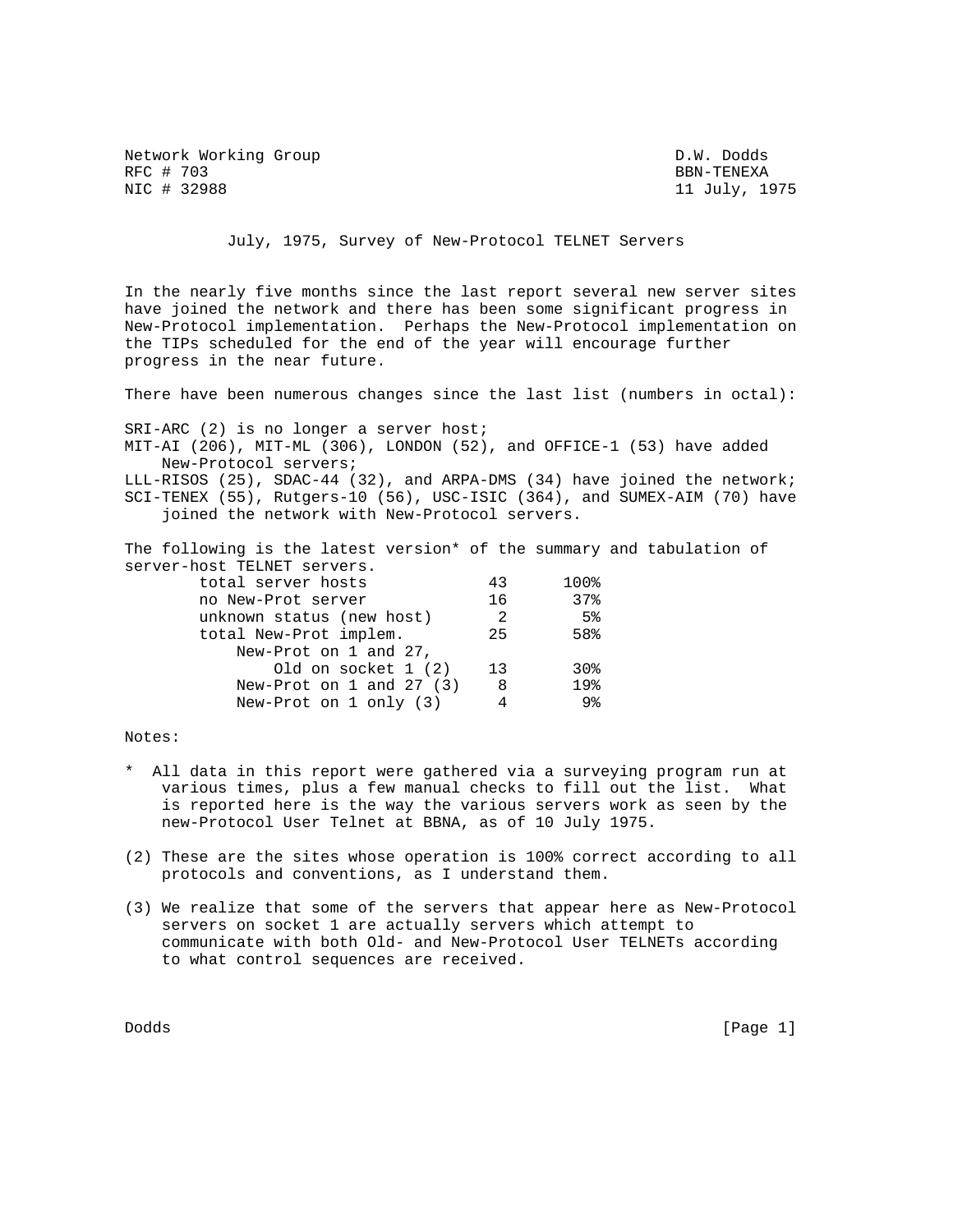Network Working Group D.W. Dodds
RFC # 703 BBN-TENEXA
NIC # 32988 11 July, 1975

# July, 1975, Survey of New-Protocol TELNET Servers

In the nearly five months since the last report several new server sites have joined the network and there has been some significant progress in New-Protocol implementation. Perhaps the New-Protocol implementation on the TIPs scheduled for the end of the year will encourage further progress in the near future.

There have been numerous changes since the last list (numbers in octal):

SRI-ARC (2) is no longer a server host;
MIT-AI (206), MIT-ML (306), LONDON (52), and OFFICE-1 (53) have added New-Protocol servers;
LLL-RISOS (25), SDAC-44 (32), and ARPA-DMS (34) have joined the network;
SCI-TENEX (55), Rutgers-10 (56), USC-ISIC (364), and SUMEX-AIM (70) have joined the network with New-Protocol servers.

The following is the latest version* of the summary and tabulation of server-host TELNET servers.

| | | |
|---|---|---|
| total server hosts | 43 | 100% |
| no New-Prot server | 16 | 37% |
| unknown status (new host) | 2 | 5% |
| total New-Prot implem. | 25 | 58% |
| New-Prot on 1 and 27, Old on socket 1 (2) | 13 | 30% |
| New-Prot on 1 and 27 (3) | 8 | 19% |
| New-Prot on 1 only (3) | 4 | 9% |

Notes:

\* All data in this report were gathered via a surveying program run at various times, plus a few manual checks to fill out the list. What is reported here is the way the various servers work as seen by the new-Protocol User Telnet at BBNA, as of 10 July 1975.

(2) These are the sites whose operation is 100% correct according to all protocols and conventions, as I understand them.

(3) We realize that some of the servers that appear here as New-Protocol servers on socket 1 are actually servers which attempt to communicate with both Old- and New-Protocol User TELNETs according to what control sequences are received.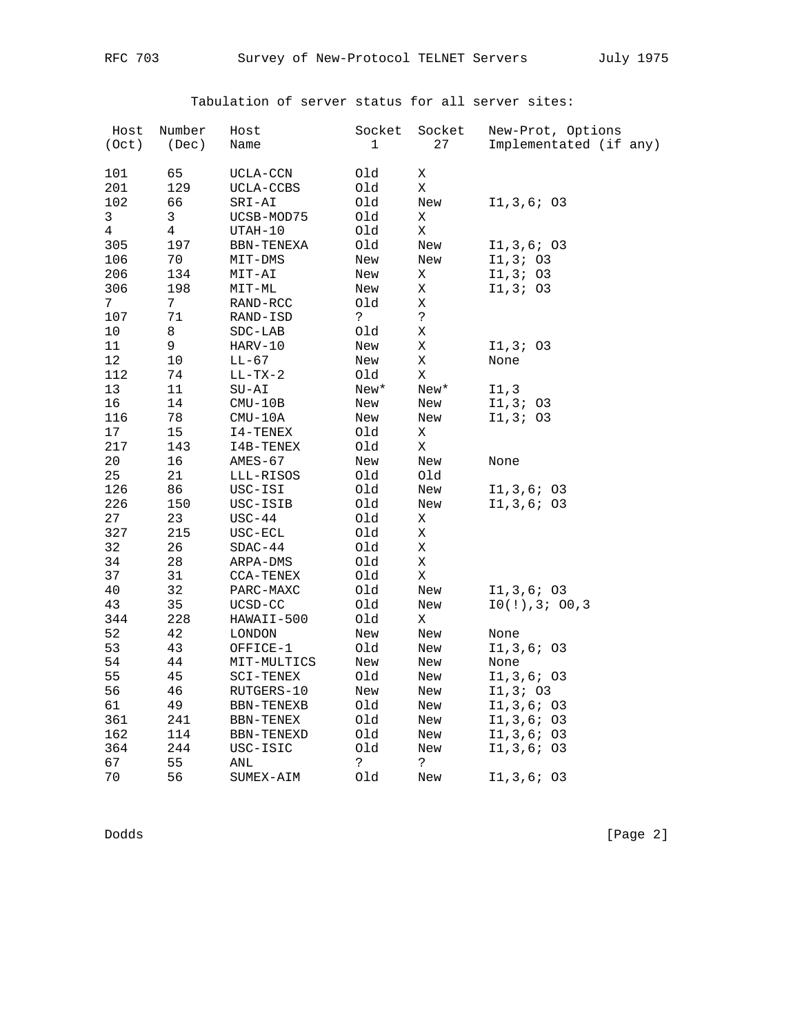Tabulation of server status for all server sites:

| Host (Oct) | Number (Dec) | Host Name | Socket 1 | Socket 27 | New-Prot, Options Implementated (if any) |
|---|---|---|---|---|---|
| 101 | 65 | UCLA-CCN | Old | X | |
| 201 | 129 | UCLA-CCBS | Old | X | |
| 102 | 66 | SRI-AI | Old | New | I1,3,6; O3 |
| 3 | 3 | UCSB-MOD75 | Old | X | |
| 4 | 4 | UTAH-10 | Old | X | |
| 305 | 197 | BBN-TENEXA | Old | New | I1,3,6; O3 |
| 106 | 70 | MIT-DMS | New | New | I1,3; O3 |
| 206 | 134 | MIT-AI | New | X | I1,3; O3 |
| 306 | 198 | MIT-ML | New | X | I1,3; O3 |
| 7 | 7 | RAND-RCC | Old | X | |
| 107 | 71 | RAND-ISD | ? | ? | |
| 10 | 8 | SDC-LAB | Old | X | |
| 11 | 9 | HARV-10 | New | X | I1,3; O3 |
| 12 | 10 | LL-67 | New | X | None |
| 112 | 74 | LL-TX-2 | Old | X | |
| 13 | 11 | SU-AI | New* | New* | I1,3 |
| 16 | 14 | CMU-10B | New | New | I1,3; O3 |
| 116 | 78 | CMU-10A | New | New | I1,3; O3 |
| 17 | 15 | I4-TENEX | Old | X | |
| 217 | 143 | I4B-TENEX | Old | X | |
| 20 | 16 | AMES-67 | New | New | None |
| 25 | 21 | LLL-RISOS | Old | Old | |
| 126 | 86 | USC-ISI | Old | New | I1,3,6; O3 |
| 226 | 150 | USC-ISIB | Old | New | I1,3,6; O3 |
| 27 | 23 | USC-44 | Old | X | |
| 327 | 215 | USC-ECL | Old | X | |
| 32 | 26 | SDAC-44 | Old | X | |
| 34 | 28 | ARPA-DMS | Old | X | |
| 37 | 31 | CCA-TENEX | Old | X | |
| 40 | 32 | PARC-MAXC | Old | New | I1,3,6; O3 |
| 43 | 35 | UCSD-CC | Old | New | I0(!),3; O0,3 |
| 344 | 228 | HAWAII-500 | Old | X | |
| 52 | 42 | LONDON | New | New | None |
| 53 | 43 | OFFICE-1 | Old | New | I1,3,6; O3 |
| 54 | 44 | MIT-MULTICS | New | New | None |
| 55 | 45 | SCI-TENEX | Old | New | I1,3,6; O3 |
| 56 | 46 | RUTGERS-10 | New | New | I1,3; O3 |
| 61 | 49 | BBN-TENEXB | Old | New | I1,3,6; O3 |
| 361 | 241 | BBN-TENEX | Old | New | I1,3,6; O3 |
| 162 | 114 | BBN-TENEXD | Old | New | I1,3,6; O3 |
| 364 | 244 | USC-ISIC | Old | New | I1,3,6; O3 |
| 67 | 55 | ANL | ? | ? | |
| 70 | 56 | SUMEX-AIM | Old | New | I1,3,6; O3 |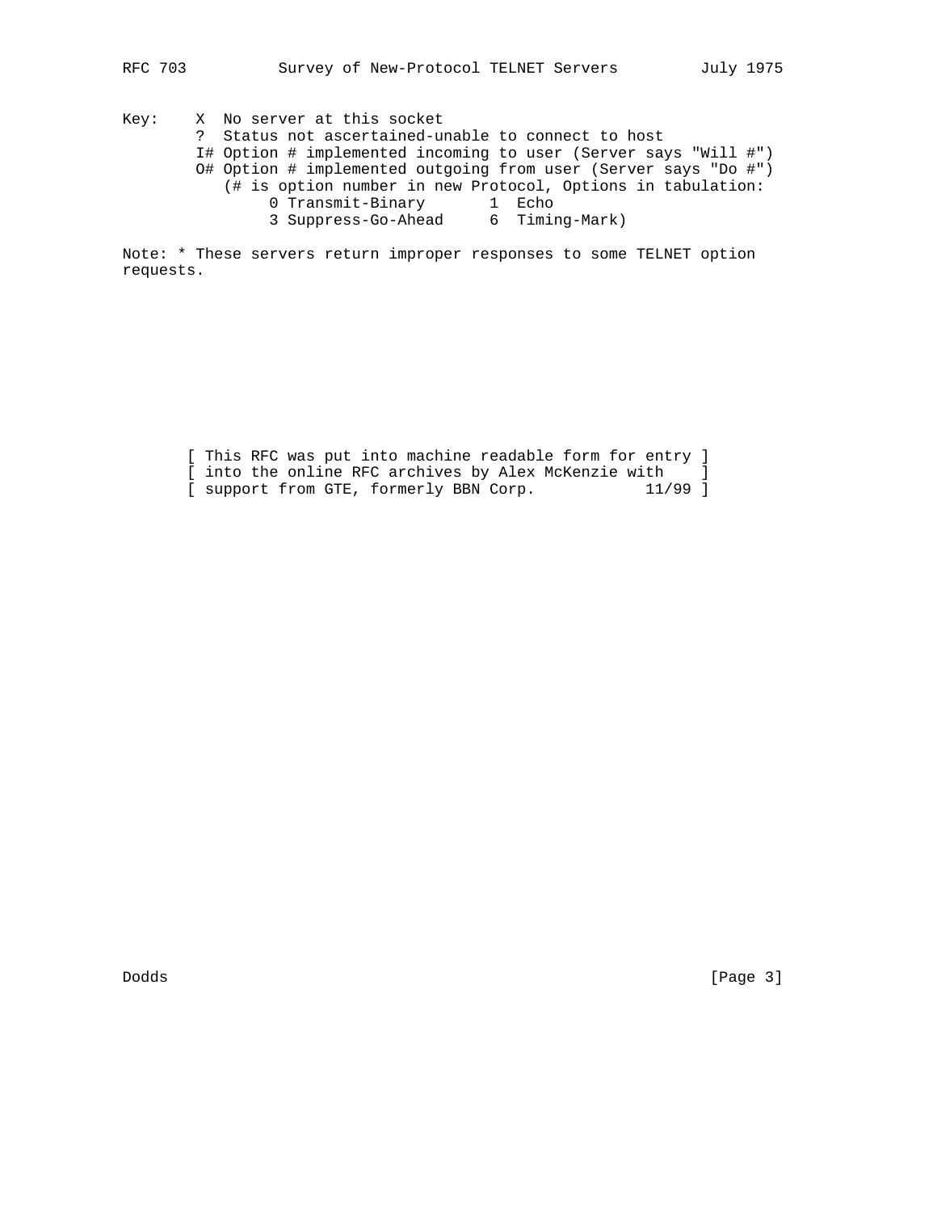Key:    X  No server at this socket
        ?  Status not ascertained-unable to connect to host
        I# Option # implemented incoming to user (Server says "Will #")
        O# Option # implemented outgoing from user (Server says "Do #")
           (# is option number in new Protocol, Options in tabulation:
                0 Transmit-Binary       1  Echo
                3 Suppress-Go-Ahead     6  Timing-Mark)

Note: * These servers return improper responses to some TELNET option requests.

[ This RFC was put into machine readable form for entry ]
[ into the online RFC archives by Alex McKenzie with    ]
[ support from GTE, formerly BBN Corp.            11/99 ]